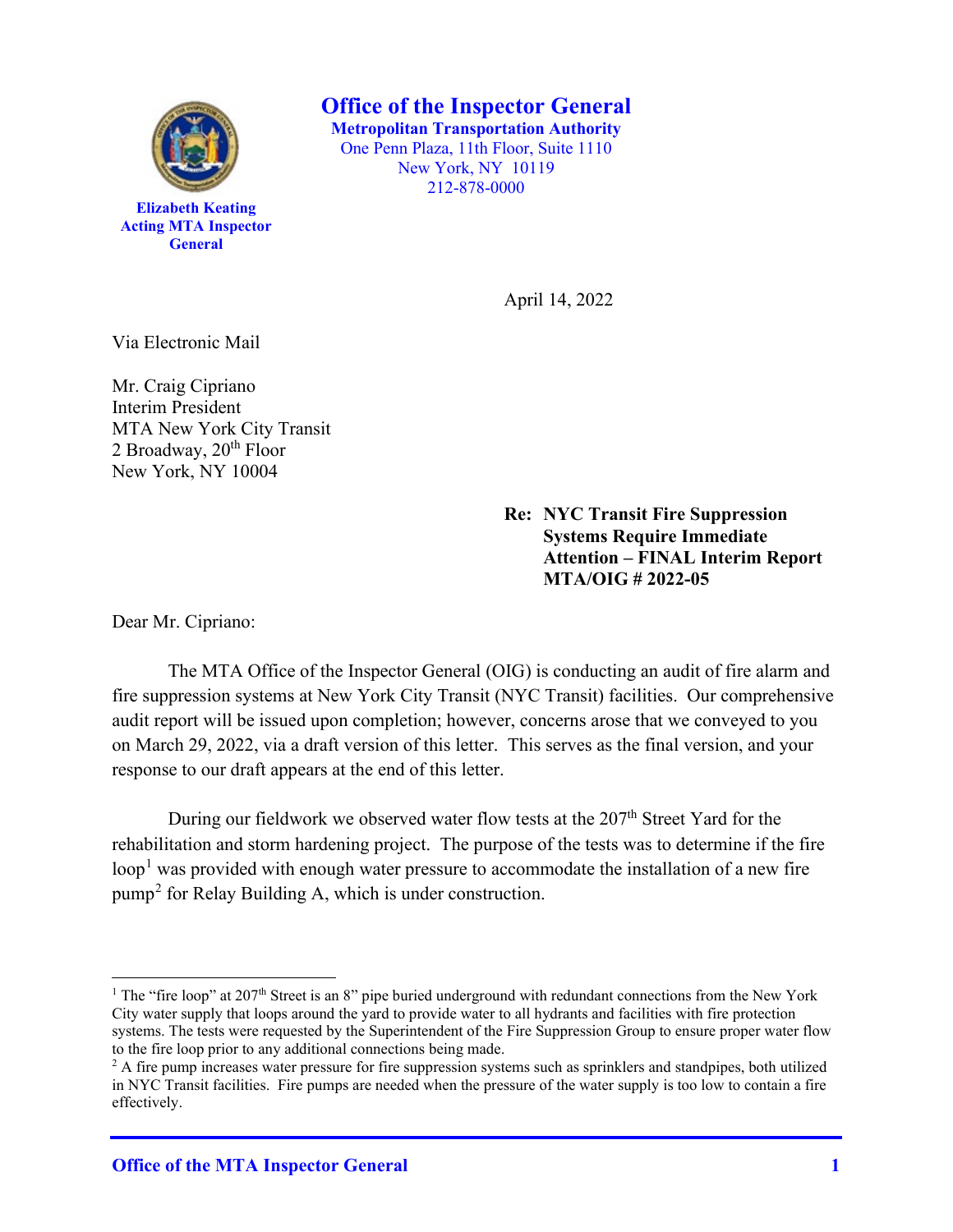# Office of the Inspector General

**Metropolitan Transportation Authority**
One Penn Plaza, 11th Floor, Suite 1110
New York, NY 10119
212-878-0000

**Elizabeth Keating**
**Acting MTA Inspector General**

April 14, 2022

Via Electronic Mail

Mr. Craig Cipriano
Interim President
MTA New York City Transit
2 Broadway, 20th Floor
New York, NY 10004

**Re: NYC Transit Fire Suppression Systems Require Immediate Attention – FINAL Interim Report MTA/OIG # 2022-05**

Dear Mr. Cipriano:

The MTA Office of the Inspector General (OIG) is conducting an audit of fire alarm and fire suppression systems at New York City Transit (NYC Transit) facilities. Our comprehensive audit report will be issued upon completion; however, concerns arose that we conveyed to you on March 29, 2022, via a draft version of this letter. This serves as the final version, and your response to our draft appears at the end of this letter.

During our fieldwork we observed water flow tests at the 207th Street Yard for the rehabilitation and storm hardening project. The purpose of the tests was to determine if the fire loop[1] was provided with enough water pressure to accommodate the installation of a new fire pump[2] for Relay Building A, which is under construction.

---

[1] The "fire loop" at 207th Street is an 8" pipe buried underground with redundant connections from the New York City water supply that loops around the yard to provide water to all hydrants and facilities with fire protection systems. The tests were requested by the Superintendent of the Fire Suppression Group to ensure proper water flow to the fire loop prior to any additional connections being made.

[2] A fire pump increases water pressure for fire suppression systems such as sprinklers and standpipes, both utilized in NYC Transit facilities. Fire pumps are needed when the pressure of the water supply is too low to contain a fire effectively.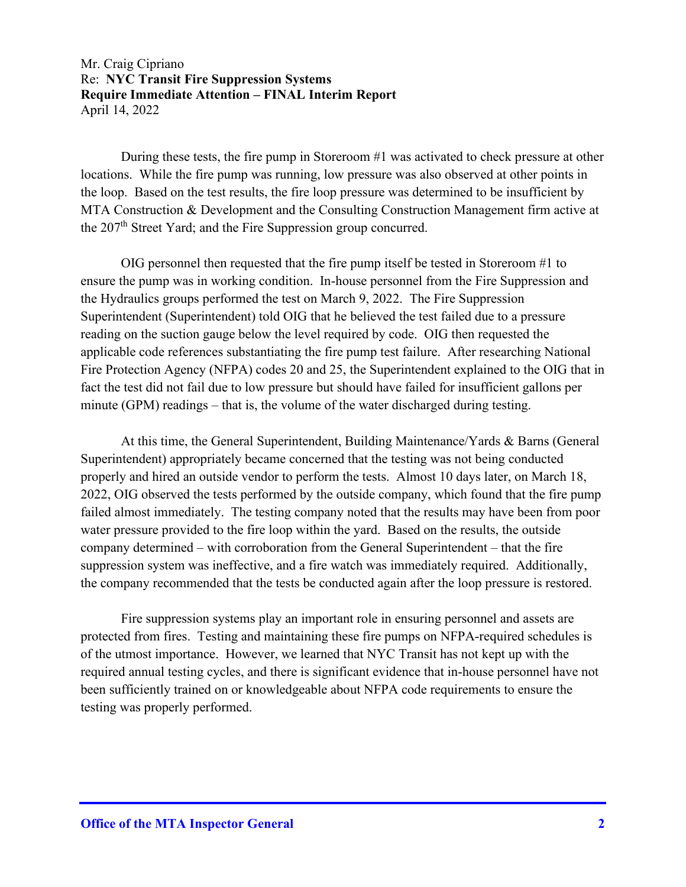During these tests, the fire pump in Storeroom #1 was activated to check pressure at other locations. While the fire pump was running, low pressure was also observed at other points in the loop. Based on the test results, the fire loop pressure was determined to be insufficient by MTA Construction & Development and the Consulting Construction Management firm active at the 207th Street Yard; and the Fire Suppression group concurred.

OIG personnel then requested that the fire pump itself be tested in Storeroom #1 to ensure the pump was in working condition. In-house personnel from the Fire Suppression and the Hydraulics groups performed the test on March 9, 2022. The Fire Suppression Superintendent (Superintendent) told OIG that he believed the test failed due to a pressure reading on the suction gauge below the level required by code. OIG then requested the applicable code references substantiating the fire pump test failure. After researching National Fire Protection Agency (NFPA) codes 20 and 25, the Superintendent explained to the OIG that in fact the test did not fail due to low pressure but should have failed for insufficient gallons per minute (GPM) readings – that is, the volume of the water discharged during testing.

At this time, the General Superintendent, Building Maintenance/Yards & Barns (General Superintendent) appropriately became concerned that the testing was not being conducted properly and hired an outside vendor to perform the tests. Almost 10 days later, on March 18, 2022, OIG observed the tests performed by the outside company, which found that the fire pump failed almost immediately. The testing company noted that the results may have been from poor water pressure provided to the fire loop within the yard. Based on the results, the outside company determined – with corroboration from the General Superintendent – that the fire suppression system was ineffective, and a fire watch was immediately required. Additionally, the company recommended that the tests be conducted again after the loop pressure is restored.

Fire suppression systems play an important role in ensuring personnel and assets are protected from fires. Testing and maintaining these fire pumps on NFPA-required schedules is of the utmost importance. However, we learned that NYC Transit has not kept up with the required annual testing cycles, and there is significant evidence that in-house personnel have not been sufficiently trained on or knowledgeable about NFPA code requirements to ensure the testing was properly performed.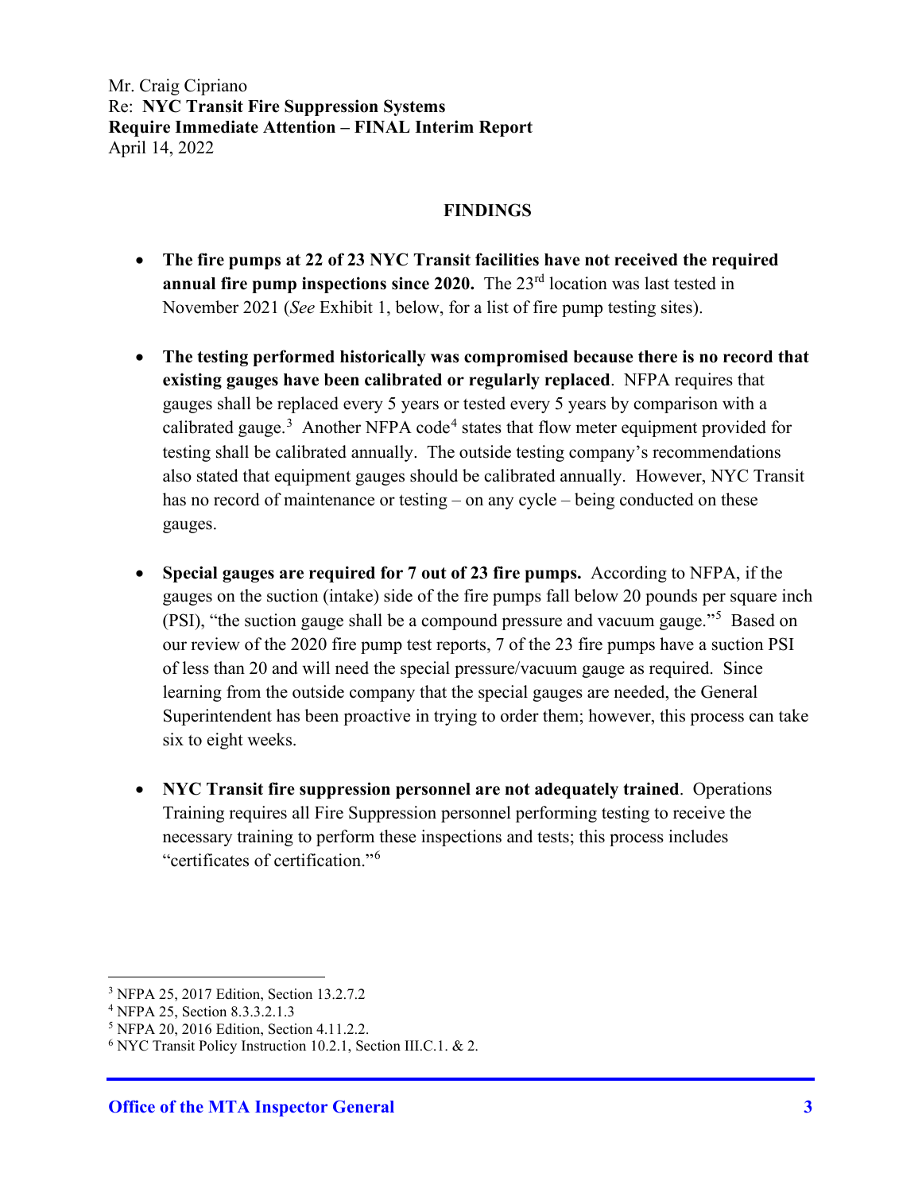Mr. Craig Cipriano
Re: **NYC Transit Fire Suppression Systems**
**Require Immediate Attention – FINAL Interim Report**
April 14, 2022

## FINDINGS

- **The fire pumps at 22 of 23 NYC Transit facilities have not received the required annual fire pump inspections since 2020.** The 23rd location was last tested in November 2021 (*See* Exhibit 1, below, for a list of fire pump testing sites).

- **The testing performed historically was compromised because there is no record that existing gauges have been calibrated or regularly replaced**. NFPA requires that gauges shall be replaced every 5 years or tested every 5 years by comparison with a calibrated gauge.[3] Another NFPA code[4] states that flow meter equipment provided for testing shall be calibrated annually. The outside testing company's recommendations also stated that equipment gauges should be calibrated annually. However, NYC Transit has no record of maintenance or testing – on any cycle – being conducted on these gauges.

- **Special gauges are required for 7 out of 23 fire pumps.** According to NFPA, if the gauges on the suction (intake) side of the fire pumps fall below 20 pounds per square inch (PSI), "the suction gauge shall be a compound pressure and vacuum gauge."[5] Based on our review of the 2020 fire pump test reports, 7 of the 23 fire pumps have a suction PSI of less than 20 and will need the special pressure/vacuum gauge as required. Since learning from the outside company that the special gauges are needed, the General Superintendent has been proactive in trying to order them; however, this process can take six to eight weeks.

- **NYC Transit fire suppression personnel are not adequately trained**. Operations Training requires all Fire Suppression personnel performing testing to receive the necessary training to perform these inspections and tests; this process includes "certificates of certification."[6]

---

[3] NFPA 25, 2017 Edition, Section 13.2.7.2
[4] NFPA 25, Section 8.3.3.2.1.3
[5] NFPA 20, 2016 Edition, Section 4.11.2.2.
[6] NYC Transit Policy Instruction 10.2.1, Section III.C.1. & 2.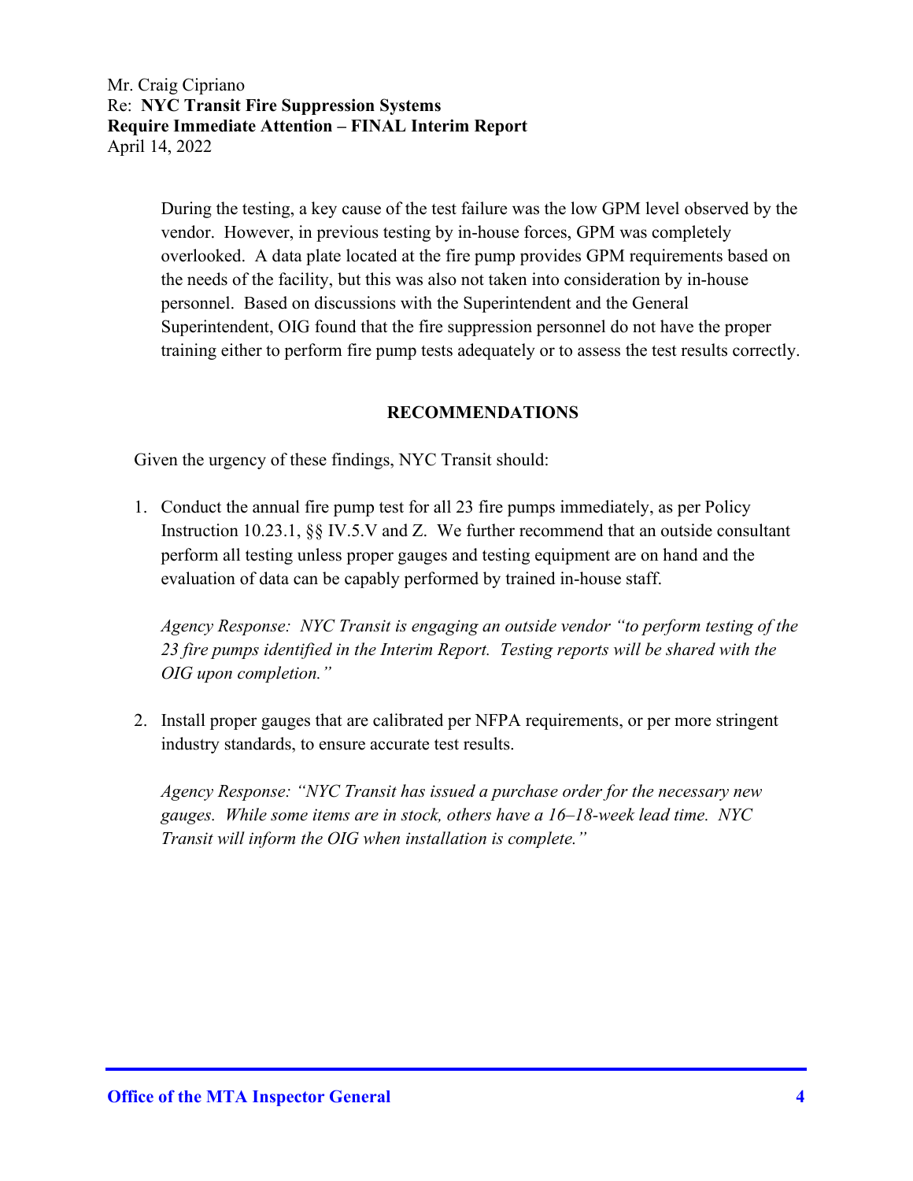During the testing, a key cause of the test failure was the low GPM level observed by the vendor. However, in previous testing by in-house forces, GPM was completely overlooked. A data plate located at the fire pump provides GPM requirements based on the needs of the facility, but this was also not taken into consideration by in-house personnel. Based on discussions with the Superintendent and the General Superintendent, OIG found that the fire suppression personnel do not have the proper training either to perform fire pump tests adequately or to assess the test results correctly.

## RECOMMENDATIONS

Given the urgency of these findings, NYC Transit should:

1. Conduct the annual fire pump test for all 23 fire pumps immediately, as per Policy Instruction 10.23.1, §§ IV.5.V and Z. We further recommend that an outside consultant perform all testing unless proper gauges and testing equipment are on hand and the evaluation of data can be capably performed by trained in-house staff.

   *Agency Response: NYC Transit is engaging an outside vendor "to perform testing of the 23 fire pumps identified in the Interim Report. Testing reports will be shared with the OIG upon completion."*

2. Install proper gauges that are calibrated per NFPA requirements, or per more stringent industry standards, to ensure accurate test results.

   *Agency Response: "NYC Transit has issued a purchase order for the necessary new gauges. While some items are in stock, others have a 16–18-week lead time. NYC Transit will inform the OIG when installation is complete."*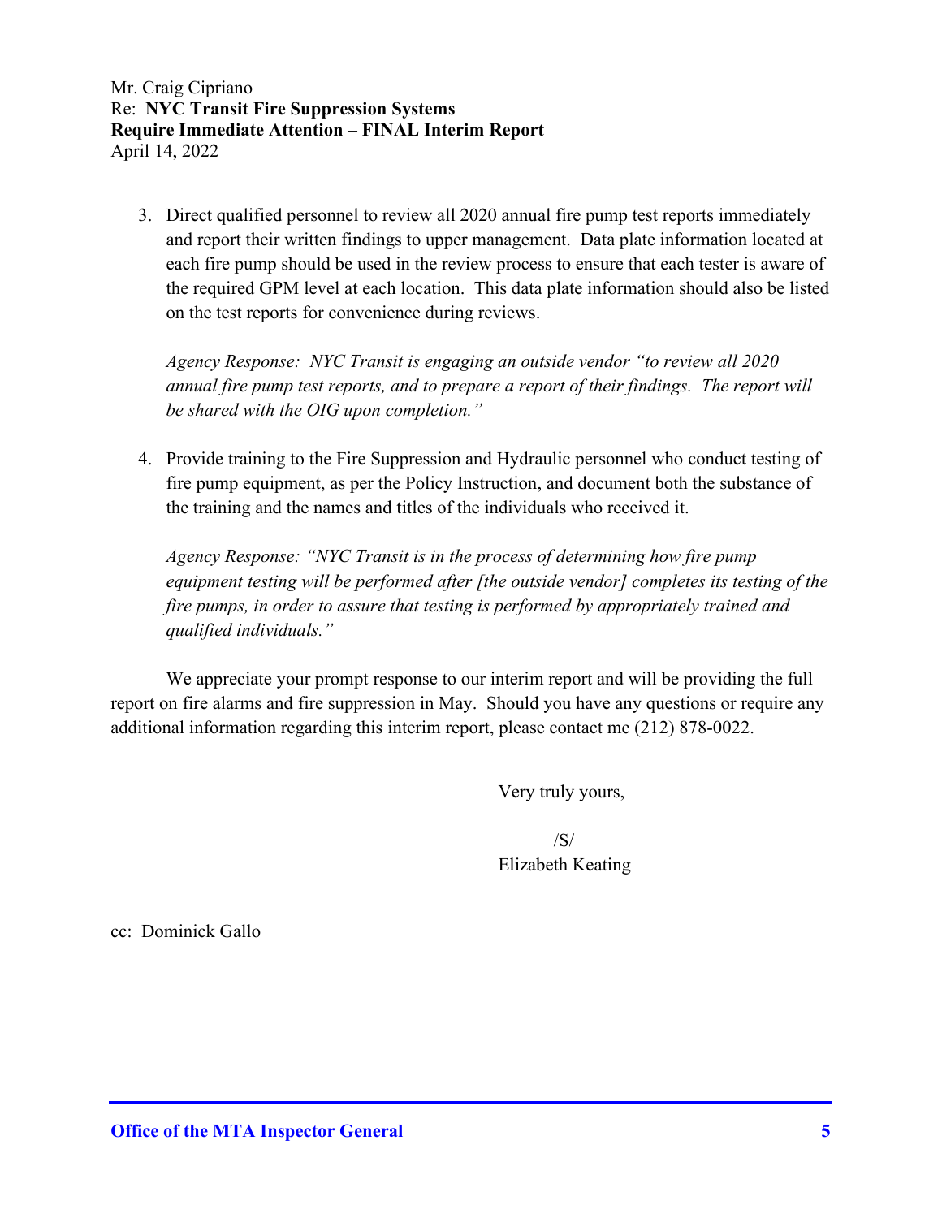3. Direct qualified personnel to review all 2020 annual fire pump test reports immediately and report their written findings to upper management. Data plate information located at each fire pump should be used in the review process to ensure that each tester is aware of the required GPM level at each location. This data plate information should also be listed on the test reports for convenience during reviews.

   *Agency Response: NYC Transit is engaging an outside vendor "to review all 2020 annual fire pump test reports, and to prepare a report of their findings. The report will be shared with the OIG upon completion."*

4. Provide training to the Fire Suppression and Hydraulic personnel who conduct testing of fire pump equipment, as per the Policy Instruction, and document both the substance of the training and the names and titles of the individuals who received it.

   *Agency Response: "NYC Transit is in the process of determining how fire pump equipment testing will be performed after [the outside vendor] completes its testing of the fire pumps, in order to assure that testing is performed by appropriately trained and qualified individuals."*

We appreciate your prompt response to our interim report and will be providing the full report on fire alarms and fire suppression in May. Should you have any questions or require any additional information regarding this interim report, please contact me (212) 878-0022.

Very truly yours,

/S/
Elizabeth Keating

cc: Dominick Gallo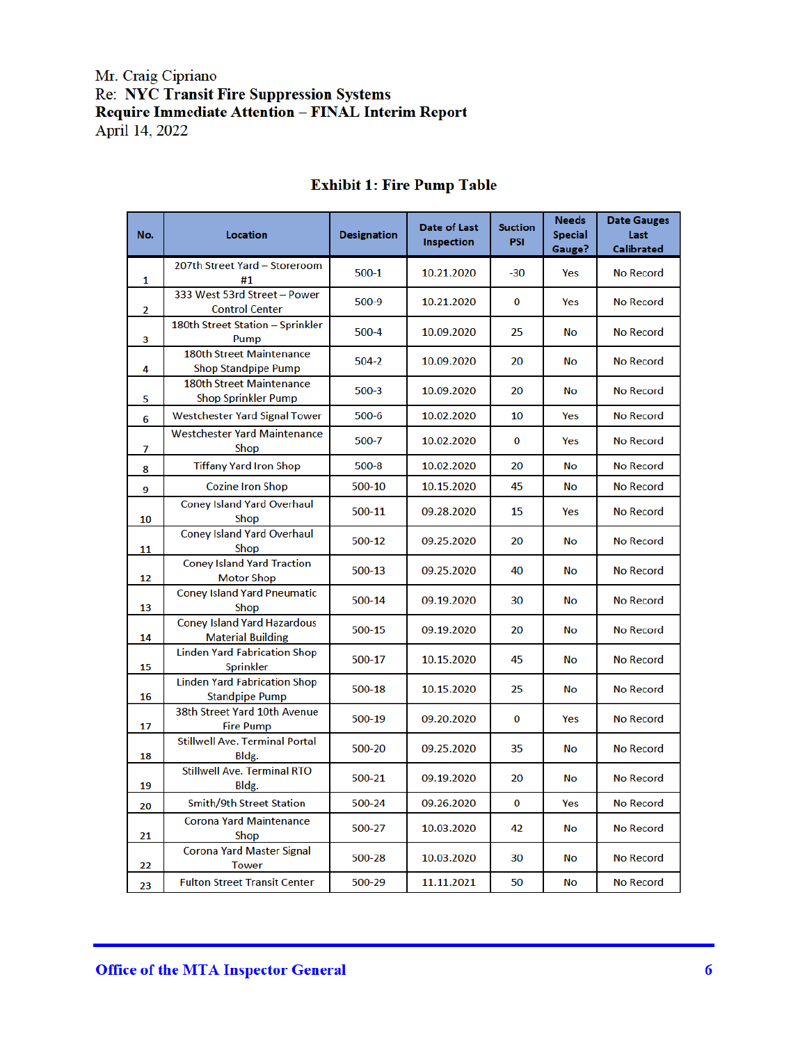Mr. Craig Cipriano
Re: **NYC Transit Fire Suppression Systems Require Immediate Attention – FINAL Interim Report**
April 14, 2022

## Exhibit 1: Fire Pump Table

| No. | Location | Designation | Date of Last Inspection | Suction PSI | Needs Special Gauge? | Date Gauges Last Calibrated |
|---|---|---|---|---|---|---|
| 1 | 207th Street Yard – Storeroom #1 | 500-1 | 10.21.2020 | -30 | Yes | No Record |
| 2 | 333 West 53rd Street – Power Control Center | 500-9 | 10.21.2020 | 0 | Yes | No Record |
| 3 | 180th Street Station – Sprinkler Pump | 500-4 | 10.09.2020 | 25 | No | No Record |
| 4 | 180th Street Maintenance Shop Standpipe Pump | 504-2 | 10.09.2020 | 20 | No | No Record |
| 5 | 180th Street Maintenance Shop Sprinkler Pump | 500-3 | 10.09.2020 | 20 | No | No Record |
| 6 | Westchester Yard Signal Tower | 500-6 | 10.02.2020 | 10 | Yes | No Record |
| 7 | Westchester Yard Maintenance Shop | 500-7 | 10.02.2020 | 0 | Yes | No Record |
| 8 | Tiffany Yard Iron Shop | 500-8 | 10.02.2020 | 20 | No | No Record |
| 9 | Cozine Iron Shop | 500-10 | 10.15.2020 | 45 | No | No Record |
| 10 | Coney Island Yard Overhaul Shop | 500-11 | 09.28.2020 | 15 | Yes | No Record |
| 11 | Coney Island Yard Overhaul Shop | 500-12 | 09.25.2020 | 20 | No | No Record |
| 12 | Coney Island Yard Traction Motor Shop | 500-13 | 09.25.2020 | 40 | No | No Record |
| 13 | Coney Island Yard Pneumatic Shop | 500-14 | 09.19.2020 | 30 | No | No Record |
| 14 | Coney Island Yard Hazardous Material Building | 500-15 | 09.19.2020 | 20 | No | No Record |
| 15 | Linden Yard Fabrication Shop Sprinkler | 500-17 | 10.15.2020 | 45 | No | No Record |
| 16 | Linden Yard Fabrication Shop Standpipe Pump | 500-18 | 10.15.2020 | 25 | No | No Record |
| 17 | 38th Street Yard 10th Avenue Fire Pump | 500-19 | 09.20.2020 | 0 | Yes | No Record |
| 18 | Stillwell Ave. Terminal Portal Bldg. | 500-20 | 09.25.2020 | 35 | No | No Record |
| 19 | Stillwell Ave. Terminal RTO Bldg. | 500-21 | 09.19.2020 | 20 | No | No Record |
| 20 | Smith/9th Street Station | 500-24 | 09.26.2020 | 0 | Yes | No Record |
| 21 | Corona Yard Maintenance Shop | 500-27 | 10.03.2020 | 42 | No | No Record |
| 22 | Corona Yard Master Signal Tower | 500-28 | 10.03.2020 | 30 | No | No Record |
| 23 | Fulton Street Transit Center | 500-29 | 11.11.2021 | 50 | No | No Record |